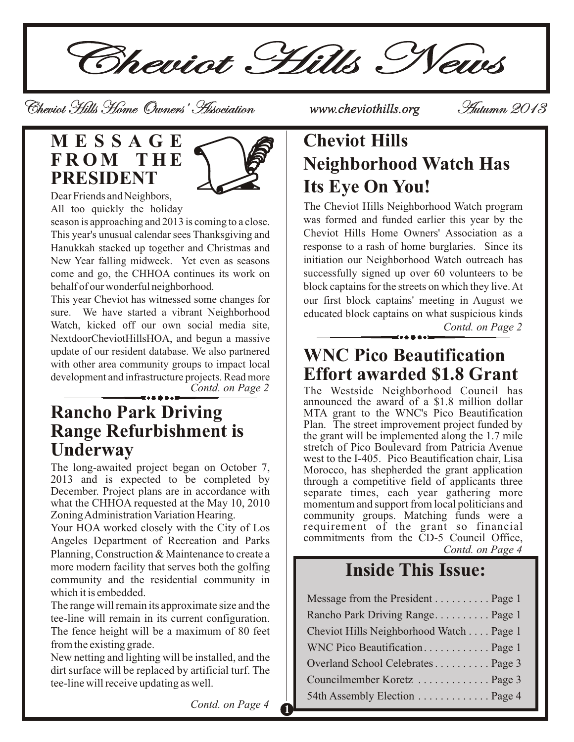# Cheviot Hills News

Cheviot Hills Home Owners' Association www.cheviothills.org Autumn 2013

## MESSAGE FROM THE PRESIDENT

Dear Friends and Neighbors,

All too quickly the holiday season is approaching and 2013 is coming to a close. This year's unusual calendar sees Thanksgiving and Hanukkah stacked up together and Christmas and New Year falling midweek. Yet even as seasons come and go, the CHHOA continues its work on behalf of our wonderful neighborhood.

This year Cheviot has witnessed some changes for sure. We have started a vibrant Neighborhood Watch, kicked off our own social media site, NextdoorCheviotHillsHOA, and begun a massive update of our resident database. We also partnered with other area community groups to impact local development and infrastructure projects. Read more

*Contd. on Page 2*

## Rancho Park Driving Range Refurbishment is Underway

The long-awaited project began on October 7, 2013 and is expected to be completed by December. Project plans are in accordance with what the CHHOA requested at the May 10, 2010 Zoning Administration Variation Hearing.

Your HOA worked closely with the City of Los Angeles Department of Recreation and Parks Planning, Construction & Maintenance to create a more modern facility that serves both the golfing community and the residential community in which it is embedded.

The range will remain its approximate size and the tee-line will remain in its current configuration. The fence height will be a maximum of 80 feet from the existing grade.

New netting and lighting will be installed, and the dirt surface will be replaced by artificial turf. The tee-line will receive updating as well.

*Contd. on Page 4*

## Cheviot Hills Neighborhood Watch Has Its Eye On You!

The Cheviot Hills Neighborhood Watch program was formed and funded earlier this year by the Cheviot Hills Home Owners' Association as a response to a rash of home burglaries. Since its initiation our Neighborhood Watch outreach has successfully signed up over 60 volunteers to be block captains for the streets on which they live. At our first block captains' meeting in August we educated block captains on what suspicious kinds

*Contd. on Page 2*

## WNC Pico Beautification Effort awarded $1.8 Grant

The Westside Neighborhood Council has announced the award of a $1.8 million dollar MTA grant to the WNC's Pico Beautification Plan. The street improvement project funded by the grant will be implemented along the 1.7 mile stretch of Pico Boulevard from Patricia Avenue west to the I-405. Pico Beautification chair, Lisa Morocco, has shepherded the grant application through a competitive field of applicants three separate times, each year gathering more momentum and support from local politicians and community groups. Matching funds were a requirement of the grant so financial commitments from the CD-5 Council Office,

*Contd. on Page 4*

## Inside This Issue:

- Message from the President . . . . . . . . . . Page 1
- Rancho Park Driving Range . . . . . . . . . . Page 1
- Cheviot Hills Neighborhood Watch . . . . Page 1
- WNC Pico Beautification . . . . . . . . . . . . Page 1
- Overland School Celebrates . . . . . . . . . . Page 3
- Councilmember Koretz . . . . . . . . . . . . . Page 3
- 54th Assembly Election . . . . . . . . . . . . . Page 4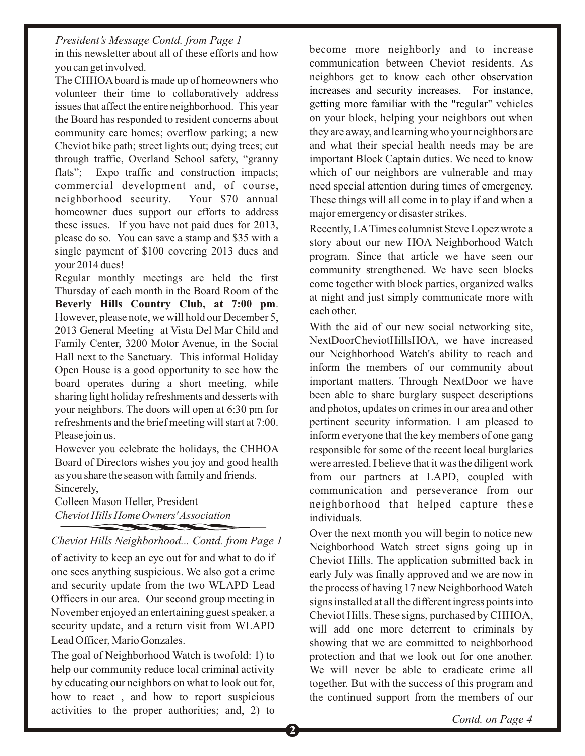*President's Message Contd. from Page 1*

in this newsletter about all of these efforts and how you can get involved.

The CHHOA board is made up of homeowners who volunteer their time to collaboratively address issues that affect the entire neighborhood. This year the Board has responded to resident concerns about community care homes; overflow parking; a new Cheviot bike path; street lights out; dying trees; cut through traffic, Overland School safety, "granny flats"; Expo traffic and construction impacts; commercial development and, of course, neighborhood security. Your $70 annual homeowner dues support our efforts to address these issues. If you have not paid dues for 2013, please do so. You can save a stamp and $35 with a single payment of $100 covering 2013 dues and your 2014 dues!

Regular monthly meetings are held the first Thursday of each month in the Board Room of the **Beverly Hills Country Club, at 7:00 pm**. However, please note, we will hold our December 5, 2013 General Meeting at Vista Del Mar Child and Family Center, 3200 Motor Avenue, in the Social Hall next to the Sanctuary. This informal Holiday Open House is a good opportunity to see how the board operates during a short meeting, while sharing light holiday refreshments and desserts with your neighbors. The doors will open at 6:30 pm for refreshments and the brief meeting will start at 7:00. Please join us.

However you celebrate the holidays, the CHHOA Board of Directors wishes you joy and good health as you share the season with family and friends.

Sincerely,

Colleen Mason Heller, President
*Cheviot Hills Home Owners' Association*

*Cheviot Hills Neighborhood... Contd. from Page 1*

of activity to keep an eye out for and what to do if one sees anything suspicious. We also got a crime and security update from the two WLAPD Lead Officers in our area. Our second group meeting in November enjoyed an entertaining guest speaker, a security update, and a return visit from WLAPD Lead Officer, Mario Gonzales.

The goal of Neighborhood Watch is twofold: 1) to help our community reduce local criminal activity by educating our neighbors on what to look out for, how to react , and how to report suspicious activities to the proper authorities; and, 2) to become more neighborly and to increase communication between Cheviot residents. As neighbors get to know each other observation increases and security increases. For instance, getting more familiar with the "regular" vehicles on your block, helping your neighbors out when they are away, and learning who your neighbors are and what their special health needs may be are important Block Captain duties. We need to know which of our neighbors are vulnerable and may need special attention during times of emergency. These things will all come in to play if and when a major emergency or disaster strikes.

Recently, LA Times columnist Steve Lopez wrote a story about our new HOA Neighborhood Watch program. Since that article we have seen our community strengthened. We have seen blocks come together with block parties, organized walks at night and just simply communicate more with each other.

With the aid of our new social networking site, NextDoorCheviotHillsHOA, we have increased our Neighborhood Watch's ability to reach and inform the members of our community about important matters. Through NextDoor we have been able to share burglary suspect descriptions and photos, updates on crimes in our area and other pertinent security information. I am pleased to inform everyone that the key members of one gang responsible for some of the recent local burglaries were arrested. I believe that it was the diligent work from our partners at LAPD, coupled with communication and perseverance from our neighborhood that helped capture these individuals.

Over the next month you will begin to notice new Neighborhood Watch street signs going up in Cheviot Hills. The application submitted back in early July was finally approved and we are now in the process of having 17 new Neighborhood Watch signs installed at all the different ingress points into Cheviot Hills. These signs, purchased by CHHOA, will add one more deterrent to criminals by showing that we are committed to neighborhood protection and that we look out for one another. We will never be able to eradicate crime all together. But with the success of this program and the continued support from the members of our

*Contd. on Page 4*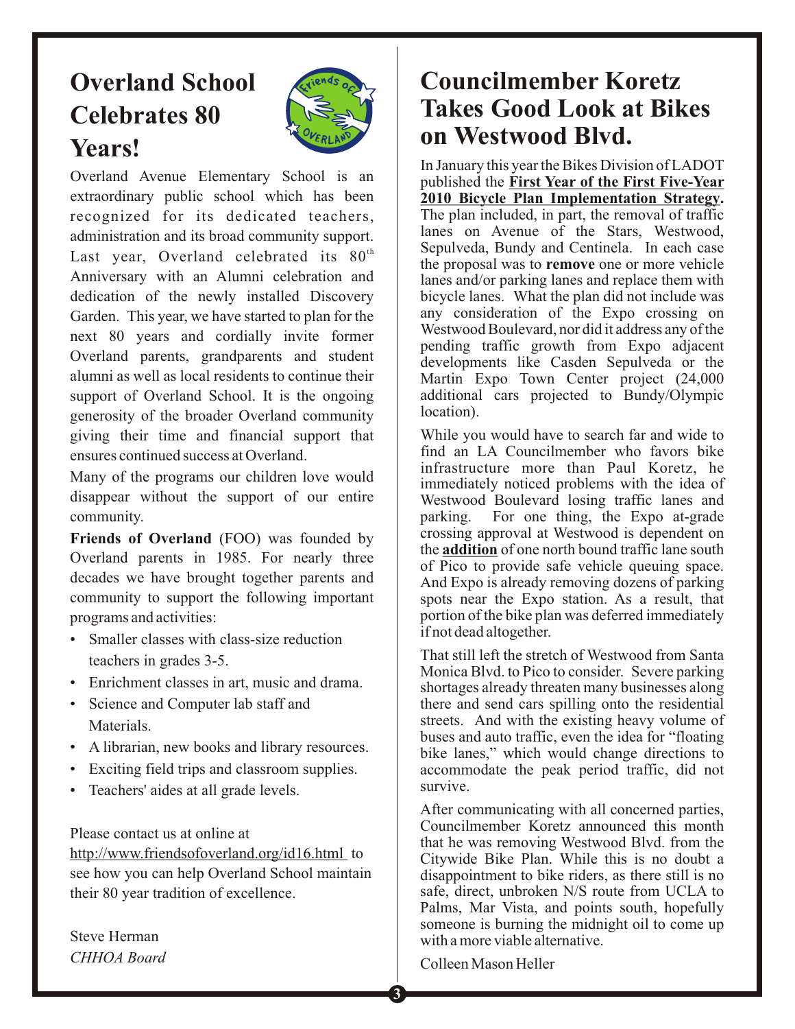# Overland School Celebrates 80 Years!

Overland Avenue Elementary School is an extraordinary public school which has been recognized for its dedicated teachers, administration and its broad community support. Last year, Overland celebrated its 80th Anniversary with an Alumni celebration and dedication of the newly installed Discovery Garden. This year, we have started to plan for the next 80 years and cordially invite former Overland parents, grandparents and student alumni as well as local residents to continue their support of Overland School. It is the ongoing generosity of the broader Overland community giving their time and financial support that ensures continued success at Overland.

Many of the programs our children love would disappear without the support of our entire community.

**Friends of Overland** (FOO) was founded by Overland parents in 1985. For nearly three decades we have brought together parents and community to support the following important programs and activities:

- Smaller classes with class-size reduction teachers in grades 3-5.
- Enrichment classes in art, music and drama.
- Science and Computer lab staff and Materials.
- A librarian, new books and library resources.
- Exciting field trips and classroom supplies.
- Teachers' aides at all grade levels.

Please contact us at online at http://www.friendsofoverland.org/id16.html to see how you can help Overland School maintain their 80 year tradition of excellence.

Steve Herman
*CHHOA Board*

# Councilmember Koretz Takes Good Look at Bikes on Westwood Blvd.

In January this year the Bikes Division of LADOT published the **First Year of the First Five-Year 2010 Bicycle Plan Implementation Strategy.** The plan included, in part, the removal of traffic lanes on Avenue of the Stars, Westwood, Sepulveda, Bundy and Centinela. In each case the proposal was to **remove** one or more vehicle lanes and/or parking lanes and replace them with bicycle lanes. What the plan did not include was any consideration of the Expo crossing on Westwood Boulevard, nor did it address any of the pending traffic growth from Expo adjacent developments like Casden Sepulveda or the Martin Expo Town Center project (24,000 additional cars projected to Bundy/Olympic location).

While you would have to search far and wide to find an LA Councilmember who favors bike infrastructure more than Paul Koretz, he immediately noticed problems with the idea of Westwood Boulevard losing traffic lanes and parking. For one thing, the Expo at-grade crossing approval at Westwood is dependent on the **addition** of one north bound traffic lane south of Pico to provide safe vehicle queuing space. And Expo is already removing dozens of parking spots near the Expo station. As a result, that portion of the bike plan was deferred immediately if not dead altogether.

That still left the stretch of Westwood from Santa Monica Blvd. to Pico to consider. Severe parking shortages already threaten many businesses along there and send cars spilling onto the residential streets. And with the existing heavy volume of buses and auto traffic, even the idea for "floating bike lanes," which would change directions to accommodate the peak period traffic, did not survive.

After communicating with all concerned parties, Councilmember Koretz announced this month that he was removing Westwood Blvd. from the Citywide Bike Plan. While this is no doubt a disappointment to bike riders, as there still is no safe, direct, unbroken N/S route from UCLA to Palms, Mar Vista, and points south, hopefully someone is burning the midnight oil to come up with a more viable alternative.

Colleen Mason Heller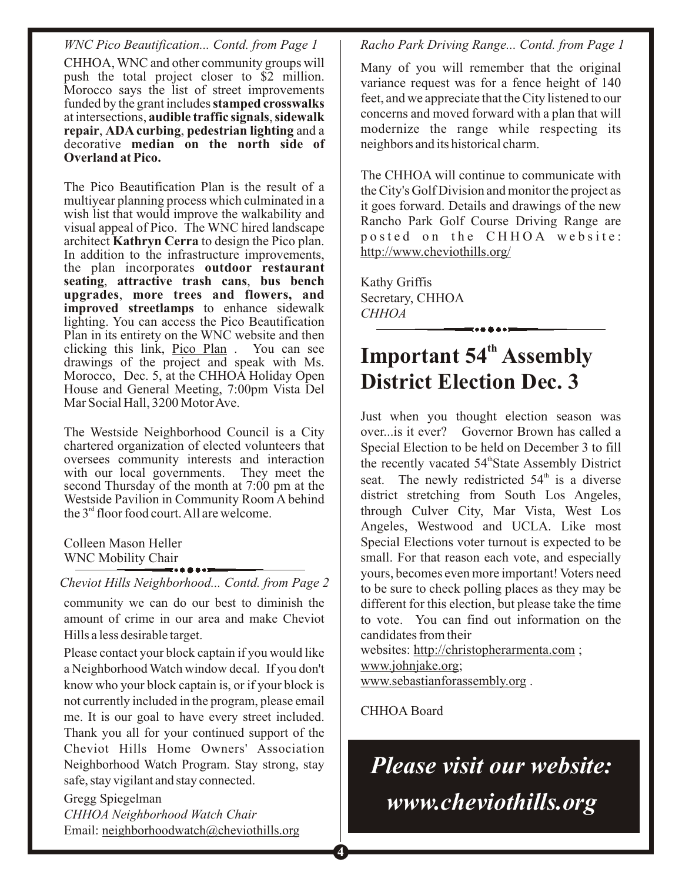*WNC Pico Beautification... Contd. from Page 1*

CHHOA, WNC and other community groups will push the total project closer to $2 million. Morocco says the list of street improvements funded by the grant includes **stamped crosswalks** at intersections, **audible traffic signals**, **sidewalk repair**, **ADA curbing**, **pedestrian lighting** and a decorative **median on the north side of Overland at Pico.**

The Pico Beautification Plan is the result of a multiyear planning process which culminated in a wish list that would improve the walkability and visual appeal of Pico. The WNC hired landscape architect **Kathryn Cerra** to design the Pico plan. In addition to the infrastructure improvements, the plan incorporates **outdoor restaurant seating**, **attractive trash cans**, **bus bench upgrades**, **more trees and flowers, and improved streetlamps** to enhance sidewalk lighting. You can access the Pico Beautification Plan in its entirety on the WNC website and then clicking this link, Pico Plan . You can see drawings of the project and speak with Ms. Morocco, Dec. 5, at the CHHOA Holiday Open House and General Meeting, 7:00pm Vista Del Mar Social Hall, 3200 Motor Ave.

The Westside Neighborhood Council is a City chartered organization of elected volunteers that oversees community interests and interaction with our local governments. They meet the second Thursday of the month at 7:00 pm at the Westside Pavilion in Community Room A behind the 3rd floor food court. All are welcome.

Colleen Mason Heller
WNC Mobility Chair

*Cheviot Hills Neighborhood... Contd. from Page 2*

community we can do our best to diminish the amount of crime in our area and make Cheviot Hills a less desirable target.

Please contact your block captain if you would like a Neighborhood Watch window decal. If you don't know who your block captain is, or if your block is not currently included in the program, please email me. It is our goal to have every street included. Thank you all for your continued support of the Cheviot Hills Home Owners' Association Neighborhood Watch Program. Stay strong, stay safe, stay vigilant and stay connected.

Gregg Spiegelman
*CHHOA Neighborhood Watch Chair*
Email: neighborhoodwatch@cheviothills.org

*Racho Park Driving Range... Contd. from Page 1*

Many of you will remember that the original variance request was for a fence height of 140 feet, and we appreciate that the City listened to our concerns and moved forward with a plan that will modernize the range while respecting its neighbors and its historical charm.

The CHHOA will continue to communicate with the City's Golf Division and monitor the project as it goes forward. Details and drawings of the new Rancho Park Golf Course Driving Range are posted on the CHHOA website: http://www.cheviothills.org/

Kathy Griffis
Secretary, CHHOA
*CHHOA*

# Important 54th Assembly District Election Dec. 3

Just when you thought election season was over...is it ever? Governor Brown has called a Special Election to be held on December 3 to fill the recently vacated 54th State Assembly District seat. The newly redistricted 54th is a diverse district stretching from South Los Angeles, through Culver City, Mar Vista, West Los Angeles, Westwood and UCLA. Like most Special Elections voter turnout is expected to be small. For that reason each vote, and especially yours, becomes even more important! Voters need to be sure to check polling places as they may be different for this election, but please take the time to vote. You can find out information on the candidates from their websites: http://christopherarmenta.com ; www.johnjake.org; www.sebastianforassembly.org .

CHHOA Board

***Please visit our website: www.cheviothills.org***